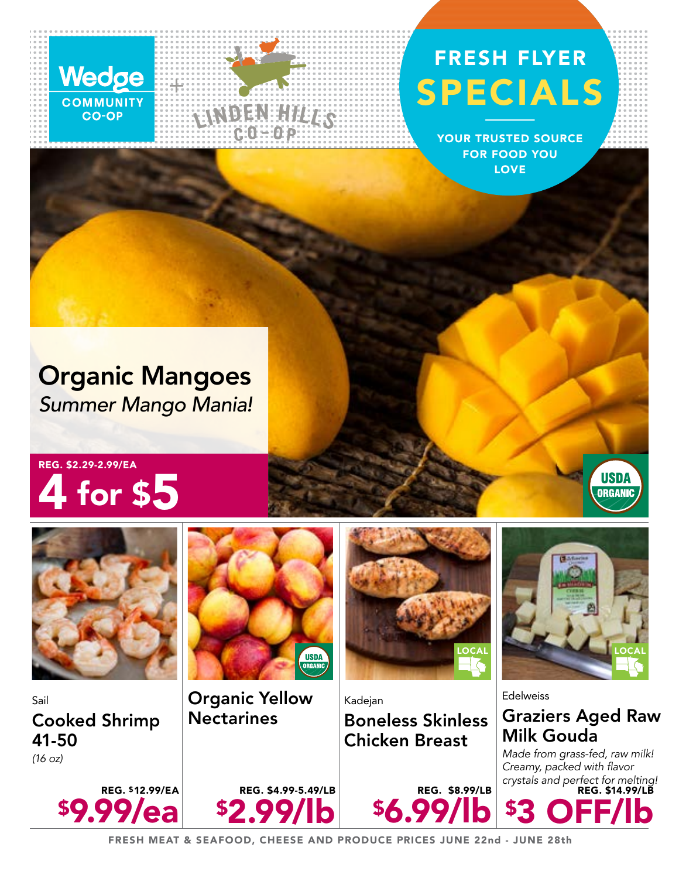Wedge COMMUNITY CO-OP + LINDEN HILLS CO-OP

# FRESH FLYER SPECIALS

YOUR TRUSTED SOURCE FOR FOOD YOU LOVE

## Organic Mangoes

*Summer Mango Mania!*

REG. $2.29-2.99/EA

**4 for $5**

USDA ORGANIC

---

Sail

### Cooked Shrimp 41-50

*(16 oz)*

REG. $12.99/EA

**$9.99/ea**

---

### Organic Yellow Nectarines

USDA ORGANIC

REG. $4.99-5.49/LB

**$2.99/lb**

---

Kadejan

### Boneless Skinless Chicken Breast

LOCAL

REG. $8.99/LB

**$6.99/lb**

---

Edelweiss

### Graziers Aged Raw Milk Gouda

LOCAL

*Made from grass-fed, raw milk! Creamy, packed with flavor crystals and perfect for melting!*

REG. $14.99/LB

**$3 OFF/lb**

---

FRESH MEAT & SEAFOOD, CHEESE AND PRODUCE PRICES JUNE 22nd - JUNE 28th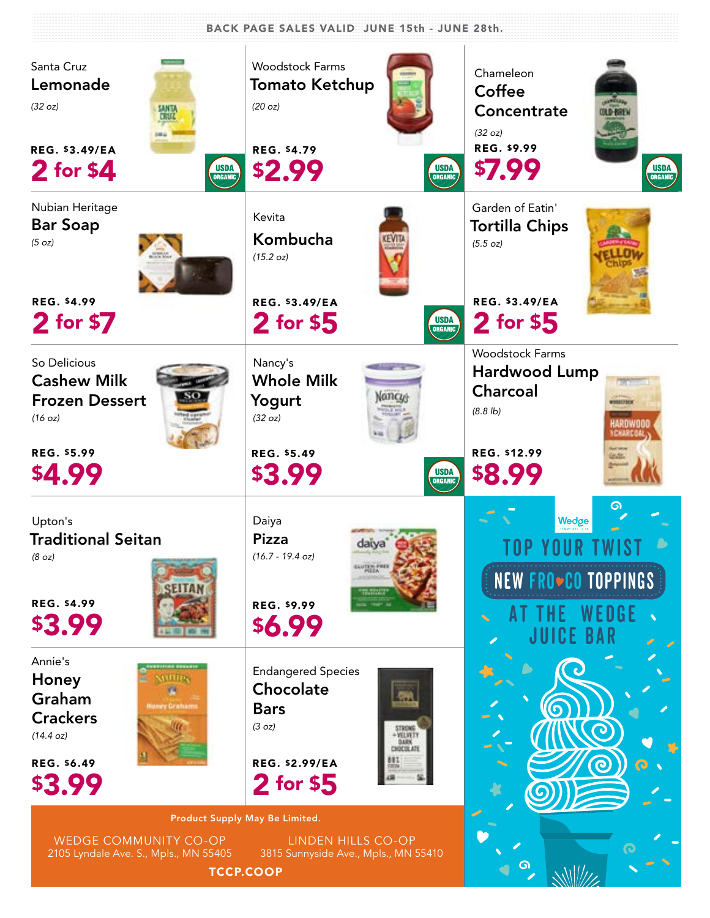BACK PAGE SALES VALID JUNE 15th - JUNE 28th.

Santa Cruz
**Lemonade**
*(32 oz)*
REG. $3.49/EA
**2 for $4**
USDA ORGANIC

Woodstock Farms
**Tomato Ketchup**
*(20 oz)*
REG. $4.79
**$2.99**
USDA ORGANIC

Chameleon
**Coffee Concentrate**
*(32 oz)*
REG. $9.99
**$7.99**
USDA ORGANIC

Nubian Heritage
**Bar Soap**
*(5 oz)*
REG. $4.99
**2 for $7**

Kevita
**Kombucha**
*(15.2 oz)*
REG. $3.49/EA
**2 for $5**
USDA ORGANIC

Garden of Eatin'
**Tortilla Chips**
*(5.5 oz)*
REG. $3.49/EA
**2 for $5**

So Delicious
**Cashew Milk Frozen Dessert**
*(16 oz)*
REG. $5.99
**$4.99**

Nancy's
**Whole Milk Yogurt**
*(32 oz)*
REG. $5.49
**$3.99**
USDA ORGANIC

Woodstock Farms
**Hardwood Lump Charcoal**
*(8.8 lb)*
REG. $12.99
**$8.99**

Upton's
**Traditional Seitan**
*(8 oz)*
REG. $4.99
**$3.99**

Daiya
**Pizza**
*(16.7 - 19.4 oz)*
REG. $9.99
**$6.99**

Annie's
**Honey Graham Crackers**
*(14.4 oz)*
REG. $6.49
**$3.99**

Endangered Species
**Chocolate Bars**
*(3 oz)*
REG. $2.99/EA
**2 for $5**

Wedge
TOP YOUR TWIST
NEW FRO-CO TOPPINGS
AT THE WEDGE JUICE BAR

**Product Supply May Be Limited.**

WEDGE COMMUNITY CO-OP
2105 Lyndale Ave. S., Mpls., MN 55405

LINDEN HILLS CO-OP
3815 Sunnyside Ave., Mpls., MN 55410

**TCCP.COOP**